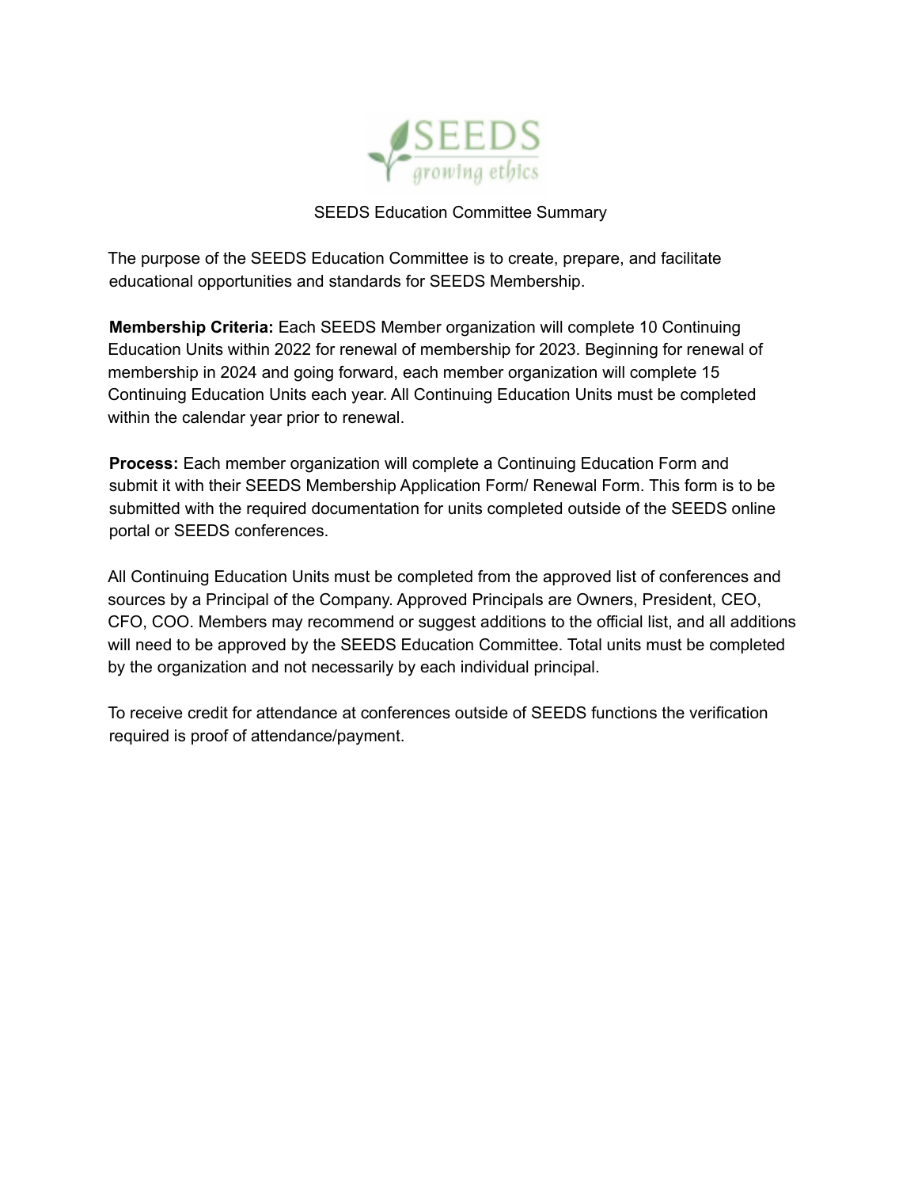SEEDS Education Committee Summary

The purpose of the SEEDS Education Committee is to create, prepare, and facilitate educational opportunities and standards for SEEDS Membership.

**Membership Criteria:** Each SEEDS Member organization will complete 10 Continuing Education Units within 2022 for renewal of membership for 2023. Beginning for renewal of membership in 2024 and going forward, each member organization will complete 15 Continuing Education Units each year. All Continuing Education Units must be completed within the calendar year prior to renewal.

**Process:** Each member organization will complete a Continuing Education Form and submit it with their SEEDS Membership Application Form/ Renewal Form. This form is to be submitted with the required documentation for units completed outside of the SEEDS online portal or SEEDS conferences.

All Continuing Education Units must be completed from the approved list of conferences and sources by a Principal of the Company. Approved Principals are Owners, President, CEO, CFO, COO. Members may recommend or suggest additions to the official list, and all additions will need to be approved by the SEEDS Education Committee. Total units must be completed by the organization and not necessarily by each individual principal.

To receive credit for attendance at conferences outside of SEEDS functions the verification required is proof of attendance/payment.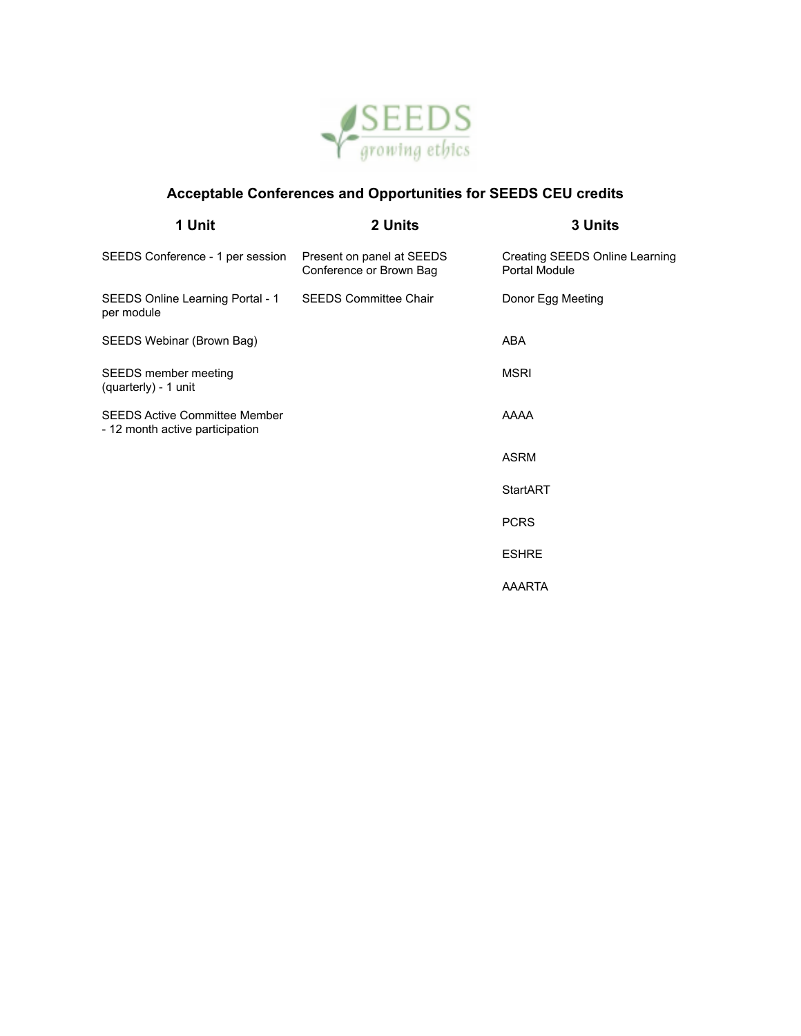SEEDS
*growing ethics*

## Acceptable Conferences and Opportunities for SEEDS CEU credits

| 1 Unit | 2 Units | 3 Units |
|---|---|---|
| SEEDS Conference - 1 per session | Present on panel at SEEDS Conference or Brown Bag | Creating SEEDS Online Learning Portal Module |
| SEEDS Online Learning Portal - 1 per module | SEEDS Committee Chair | Donor Egg Meeting |
| SEEDS Webinar (Brown Bag) | | ABA |
| SEEDS member meeting (quarterly) - 1 unit | | MSRI |
| SEEDS Active Committee Member - 12 month active participation | | AAAA |
| | | ASRM |
| | | StartART |
| | | PCRS |
| | | ESHRE |
| | | AAARTA |